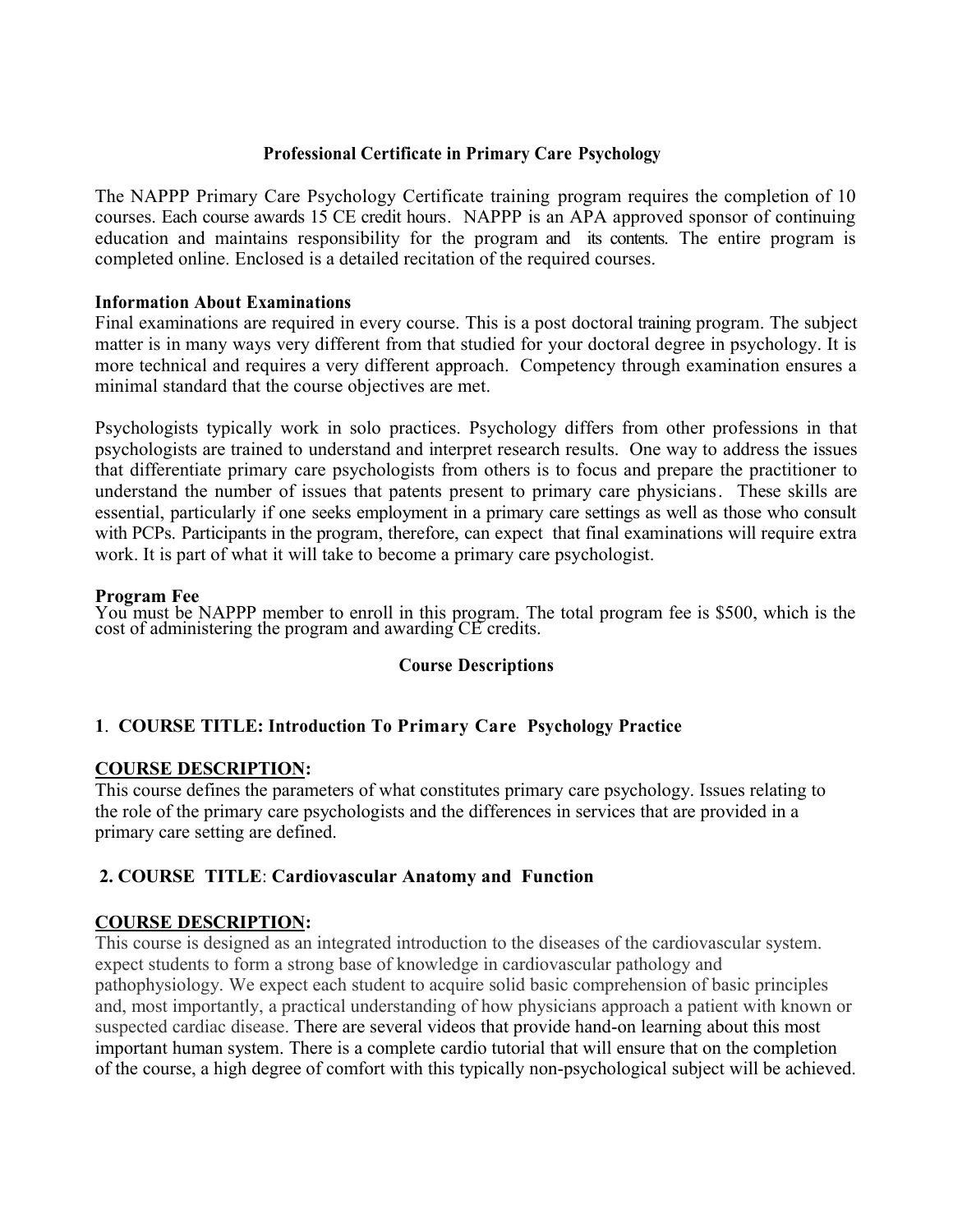## Professional Certificate in Primary Care Psychology

The NAPPP Primary Care Psychology Certificate training program requires the completion of 10 courses. Each course awards 15 CE credit hours. NAPPP is an APA approved sponsor of continuing education and maintains responsibility for the program and its contents. The entire program is completed online. Enclosed is a detailed recitation of the required courses.

**Information About Examinations**

Final examinations are required in every course. This is a post doctoral training program. The subject matter is in many ways very different from that studied for your doctoral degree in psychology. It is more technical and requires a very different approach. Competency through examination ensures a minimal standard that the course objectives are met.

Psychologists typically work in solo practices. Psychology differs from other professions in that psychologists are trained to understand and interpret research results. One way to address the issues that differentiate primary care psychologists from others is to focus and prepare the practitioner to understand the number of issues that patents present to primary care physicians. These skills are essential, particularly if one seeks employment in a primary care settings as well as those who consult with PCPs. Participants in the program, therefore, can expect that final examinations will require extra work. It is part of what it will take to become a primary care psychologist.

**Program Fee**

You must be NAPPP member to enroll in this program. The total program fee is $500, which is the cost of administering the program and awarding CE credits.

### Course Descriptions

**1. COURSE TITLE: Introduction To Primary Care Psychology Practice**

**COURSE DESCRIPTION:**

This course defines the parameters of what constitutes primary care psychology. Issues relating to the role of the primary care psychologists and the differences in services that are provided in a primary care setting are defined.

**2. COURSE TITLE: Cardiovascular Anatomy and Function**

**COURSE DESCRIPTION:**

This course is designed as an integrated introduction to the diseases of the cardiovascular system. expect students to form a strong base of knowledge in cardiovascular pathology and pathophysiology. We expect each student to acquire solid basic comprehension of basic principles and, most importantly, a practical understanding of how physicians approach a patient with known or suspected cardiac disease. There are several videos that provide hand-on learning about this most important human system. There is a complete cardio tutorial that will ensure that on the completion of the course, a high degree of comfort with this typically non-psychological subject will be achieved.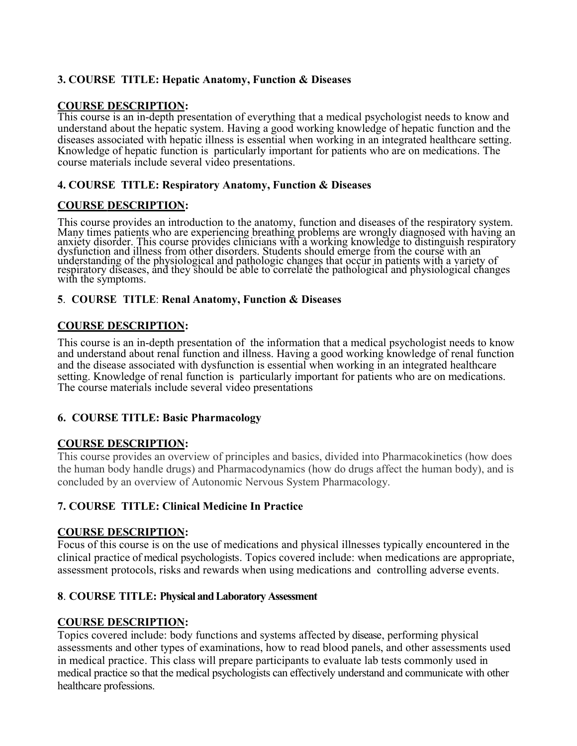### 3. COURSE TITLE: Hepatic Anatomy, Function & Diseases

**COURSE DESCRIPTION:**
This course is an in-depth presentation of everything that a medical psychologist needs to know and understand about the hepatic system. Having a good working knowledge of hepatic function and the diseases associated with hepatic illness is essential when working in an integrated healthcare setting. Knowledge of hepatic function is particularly important for patients who are on medications. The course materials include several video presentations.

### 4. COURSE TITLE: Respiratory Anatomy, Function & Diseases

**COURSE DESCRIPTION:**

This course provides an introduction to the anatomy, function and diseases of the respiratory system. Many times patients who are experiencing breathing problems are wrongly diagnosed with having an anxiety disorder. This course provides clinicians with a working knowledge to distinguish respiratory dysfunction and illness from other disorders. Students should emerge from the course with an understanding of the physiological and pathologic changes that occur in patients with a variety of respiratory diseases, and they should be able to correlate the pathological and physiological changes with the symptoms.

### 5. COURSE TITLE: Renal Anatomy, Function & Diseases

**COURSE DESCRIPTION:**

This course is an in-depth presentation of the information that a medical psychologist needs to know and understand about renal function and illness. Having a good working knowledge of renal function and the disease associated with dysfunction is essential when working in an integrated healthcare setting. Knowledge of renal function is particularly important for patients who are on medications. The course materials include several video presentations

### 6. COURSE TITLE: Basic Pharmacology

**COURSE DESCRIPTION:**
This course provides an overview of principles and basics, divided into Pharmacokinetics (how does the human body handle drugs) and Pharmacodynamics (how do drugs affect the human body), and is concluded by an overview of Autonomic Nervous System Pharmacology.

### 7. COURSE TITLE: Clinical Medicine In Practice

**COURSE DESCRIPTION:**
Focus of this course is on the use of medications and physical illnesses typically encountered in the clinical practice of medical psychologists. Topics covered include: when medications are appropriate, assessment protocols, risks and rewards when using medications and controlling adverse events.

### 8. COURSE TITLE: Physical and Laboratory Assessment

**COURSE DESCRIPTION:**
Topics covered include: body functions and systems affected by disease, performing physical assessments and other types of examinations, how to read blood panels, and other assessments used in medical practice. This class will prepare participants to evaluate lab tests commonly used in medical practice so that the medical psychologists can effectively understand and communicate with other healthcare professions.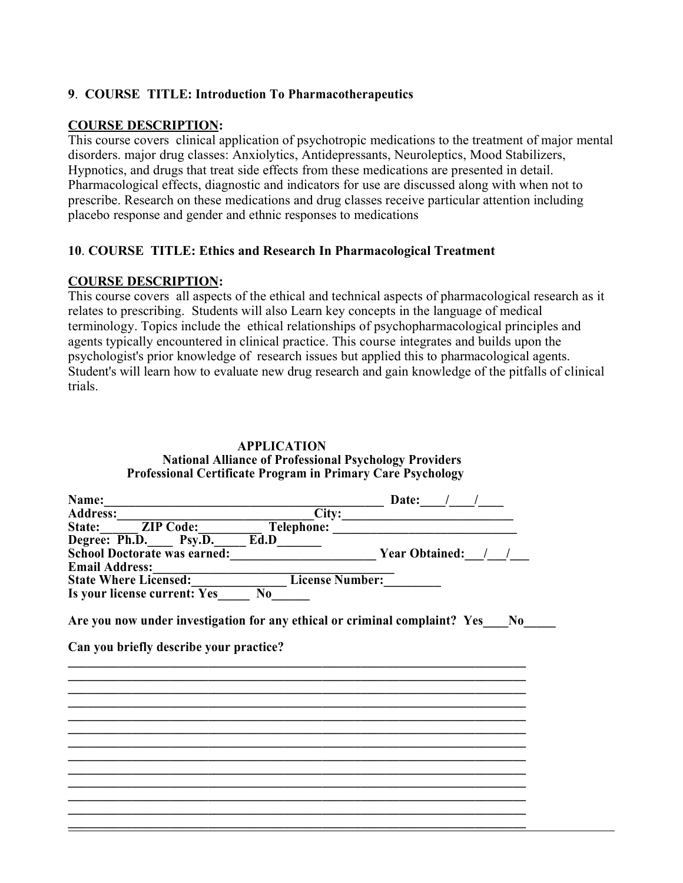**9**. **COURSE TITLE: Introduction To Pharmacotherapeutics**

**COURSE DESCRIPTION:**
This course covers clinical application of psychotropic medications to the treatment of major mental disorders. major drug classes: Anxiolytics, Antidepressants, Neuroleptics, Mood Stabilizers, Hypnotics, and drugs that treat side effects from these medications are presented in detail. Pharmacological effects, diagnostic and indicators for use are discussed along with when not to prescribe. Research on these medications and drug classes receive particular attention including placebo response and gender and ethnic responses to medications

**10**. **COURSE TITLE: Ethics and Research In Pharmacological Treatment**

**COURSE DESCRIPTION:**
This course covers all aspects of the ethical and technical aspects of pharmacological research as it relates to prescribing. Students will also Learn key concepts in the language of medical terminology. Topics include the ethical relationships of psychopharmacological principles and agents typically encountered in clinical practice. This course integrates and builds upon the psychologist's prior knowledge of research issues but applied this to pharmacological agents. Student's will learn how to evaluate new drug research and gain knowledge of the pitfalls of clinical trials.

**APPLICATION**
**National Alliance of Professional Psychology Providers**
**Professional Certificate Program in Primary Care Psychology**

**Name:**___________________________________________ **Date:**____/____/____
**Address:**______________________________**City:**___________________________
**State:**______ **ZIP Code:**_________ **Telephone:** ____________________________
**Degree: Ph.D.**____ **Psy.D.**_____ **Ed.D**_______
**School Doctorate was earned:**______________________ **Year Obtained:**___/___/___
**Email Address:**___________________________________
**State Where Licensed:**______________ **License Number:**________
**Is your license current: Yes**_____ **No**______

**Are you now under investigation for any ethical or criminal complaint? Yes**____**No**_____

**Can you briefly describe your practice?**
___________________________________________________________________________
___________________________________________________________________________
___________________________________________________________________________
___________________________________________________________________________
___________________________________________________________________________
___________________________________________________________________________
___________________________________________________________________________
___________________________________________________________________________
___________________________________________________________________________
___________________________________________________________________________
___________________________________________________________________________
___________________________________________________________________________
___________________________________________________________________________
___________________________________________________________________________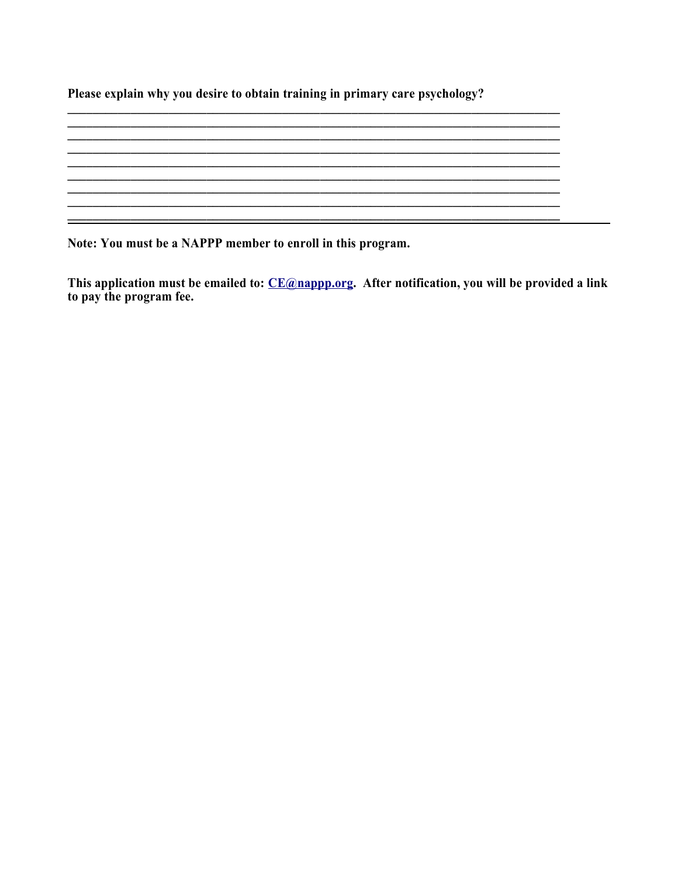**Please explain why you desire to obtain training in primary care psychology?**

______________________________________________________________________________
______________________________________________________________________________
______________________________________________________________________________
______________________________________________________________________________
______________________________________________________________________________
______________________________________________________________________________
______________________________________________________________________________
______________________________________________________________________________
______________________________________________________________________________

**Note: You must be a NAPPP member to enroll in this program.**

**This application must be emailed to: CE@nappp.org. After notification, you will be provided a link to pay the program fee.**